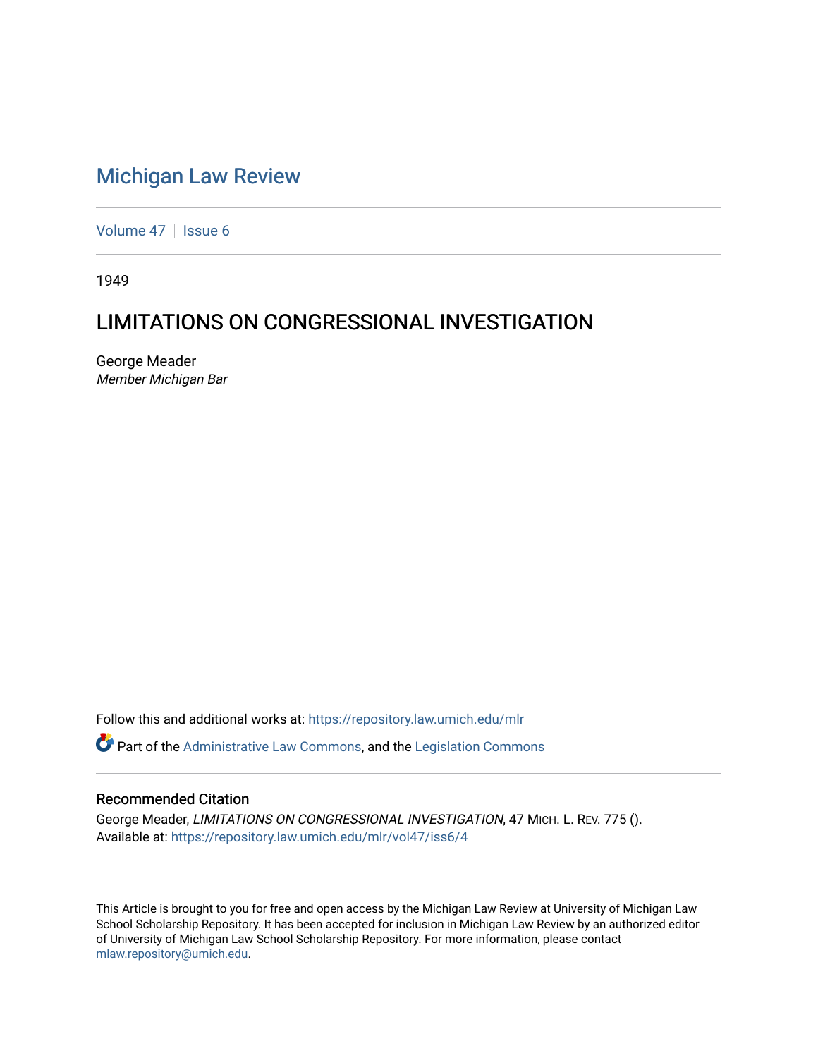# Michigan Law Review

Volume 47 | Issue 6

1949

## LIMITATIONS ON CONGRESSIONAL INVESTIGATION

George Meader
*Member Michigan Bar*

Follow this and additional works at: https://repository.law.umich.edu/mlr

Part of the Administrative Law Commons, and the Legislation Commons

### Recommended Citation

George Meader, *LIMITATIONS ON CONGRESSIONAL INVESTIGATION*, 47 MICH. L. REV. 775 ().
Available at: https://repository.law.umich.edu/mlr/vol47/iss6/4

This Article is brought to you for free and open access by the Michigan Law Review at University of Michigan Law School Scholarship Repository. It has been accepted for inclusion in Michigan Law Review by an authorized editor of University of Michigan Law School Scholarship Repository. For more information, please contact mlaw.repository@umich.edu.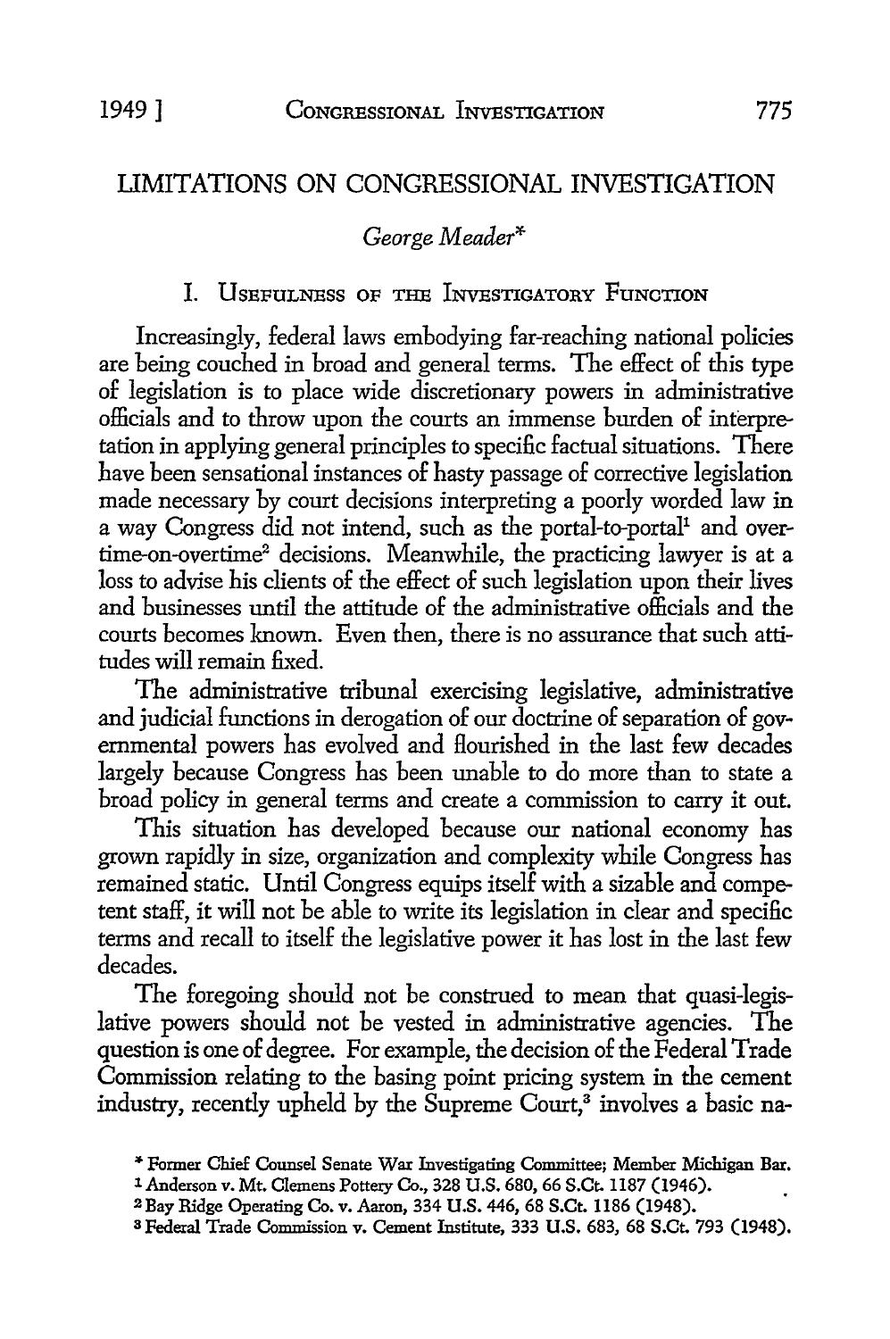# LIMITATIONS ON CONGRESSIONAL INVESTIGATION

*George Meader**

## I. Usefulness of the Investigatory Function

Increasingly, federal laws embodying far-reaching national policies are being couched in broad and general terms. The effect of this type of legislation is to place wide discretionary powers in administrative officials and to throw upon the courts an immense burden of interpretation in applying general principles to specific factual situations. There have been sensational instances of hasty passage of corrective legislation made necessary by court decisions interpreting a poorly worded law in a way Congress did not intend, such as the portal-to-portal[1] and overtime-on-overtime[2] decisions. Meanwhile, the practicing lawyer is at a loss to advise his clients of the effect of such legislation upon their lives and businesses until the attitude of the administrative officials and the courts becomes known. Even then, there is no assurance that such attitudes will remain fixed.

The administrative tribunal exercising legislative, administrative and judicial functions in derogation of our doctrine of separation of governmental powers has evolved and flourished in the last few decades largely because Congress has been unable to do more than to state a broad policy in general terms and create a commission to carry it out.

This situation has developed because our national economy has grown rapidly in size, organization and complexity while Congress has remained static. Until Congress equips itself with a sizable and competent staff, it will not be able to write its legislation in clear and specific terms and recall to itself the legislative power it has lost in the last few decades.

The foregoing should not be construed to mean that quasi-legislative powers should not be vested in administrative agencies. The question is one of degree. For example, the decision of the Federal Trade Commission relating to the basing point pricing system in the cement industry, recently upheld by the Supreme Court,[3] involves a basic na-

---

\* Former Chief Counsel Senate War Investigating Committee; Member Michigan Bar.

[1] Anderson v. Mt. Clemens Pottery Co., 328 U.S. 680, 66 S.Ct. 1187 (1946).

[2] Bay Ridge Operating Co. v. Aaron, 334 U.S. 446, 68 S.Ct. 1186 (1948).

[3] Federal Trade Commission v. Cement Institute, 333 U.S. 683, 68 S.Ct. 793 (1948).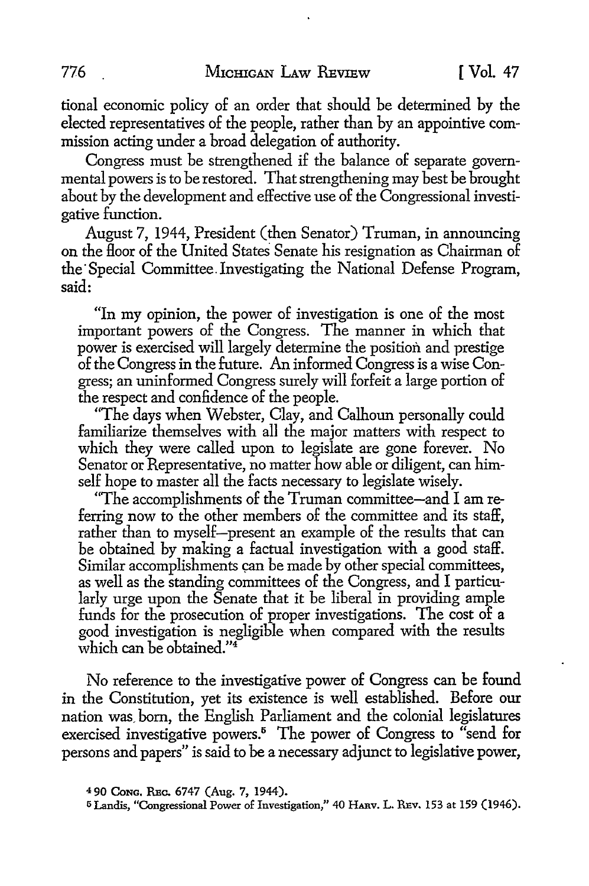tional economic policy of an order that should be determined by the elected representatives of the people, rather than by an appointive commission acting under a broad delegation of authority.

Congress must be strengthened if the balance of separate governmental powers is to be restored. That strengthening may best be brought about by the development and effective use of the Congressional investigative function.

August 7, 1944, President (then Senator) Truman, in announcing on the floor of the United States Senate his resignation as Chairman of the Special Committee Investigating the National Defense Program, said:

> "In my opinion, the power of investigation is one of the most important powers of the Congress. The manner in which that power is exercised will largely determine the position and prestige of the Congress in the future. An informed Congress is a wise Congress; an uninformed Congress surely will forfeit a large portion of the respect and confidence of the people.
>
> "The days when Webster, Clay, and Calhoun personally could familiarize themselves with all the major matters with respect to which they were called upon to legislate are gone forever. No Senator or Representative, no matter how able or diligent, can himself hope to master all the facts necessary to legislate wisely.
>
> "The accomplishments of the Truman committee—and I am referring now to the other members of the committee and its staff, rather than to myself—present an example of the results that can be obtained by making a factual investigation with a good staff. Similar accomplishments can be made by other special committees, as well as the standing committees of the Congress, and I particularly urge upon the Senate that it be liberal in providing ample funds for the prosecution of proper investigations. The cost of a good investigation is negligible when compared with the results which can be obtained."[4]

No reference to the investigative power of Congress can be found in the Constitution, yet its existence is well established. Before our nation was born, the English Parliament and the colonial legislatures exercised investigative powers.[5] The power of Congress to "send for persons and papers" is said to be a necessary adjunct to legislative power,

[4] 90 Cong. Rec. 6747 (Aug. 7, 1944).

[5] Landis, "Congressional Power of Investigation," 40 Harv. L. Rev. 153 at 159 (1946).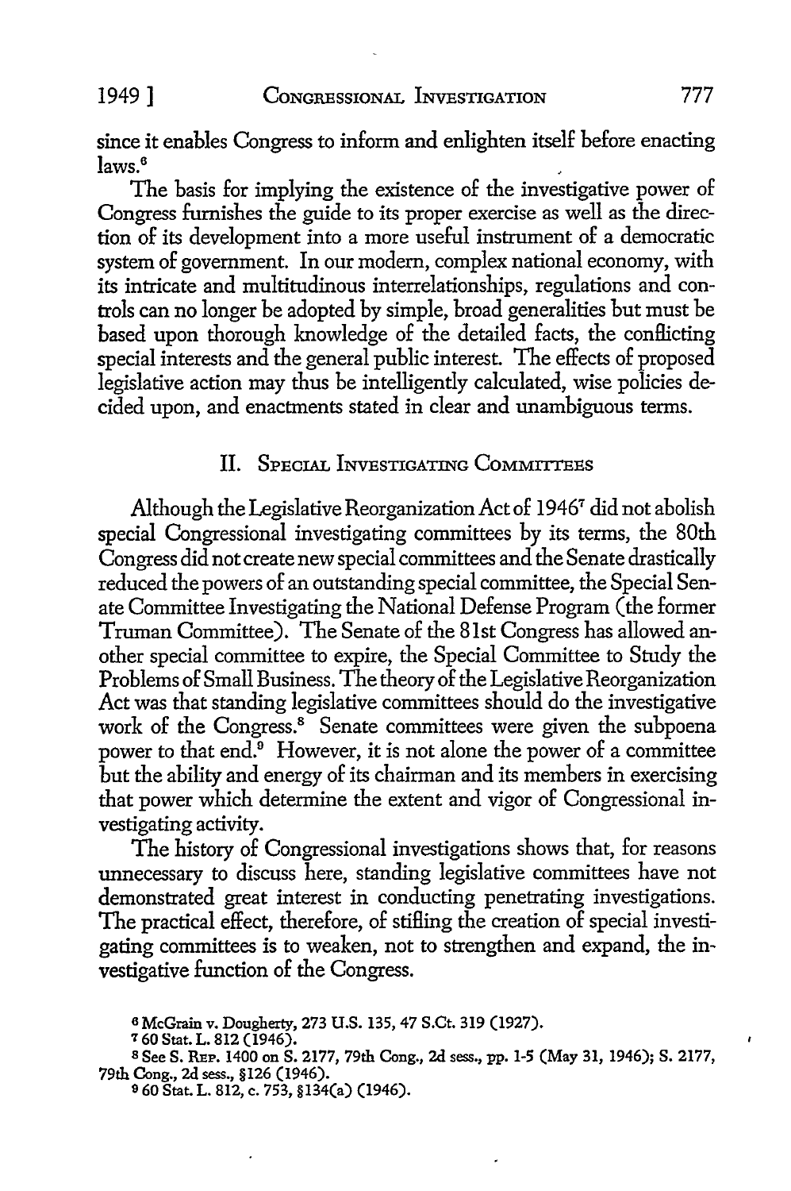since it enables Congress to inform and enlighten itself before enacting laws.[6]

The basis for implying the existence of the investigative power of Congress furnishes the guide to its proper exercise as well as the direction of its development into a more useful instrument of a democratic system of government. In our modern, complex national economy, with its intricate and multitudinous interrelationships, regulations and controls can no longer be adopted by simple, broad generalities but must be based upon thorough knowledge of the detailed facts, the conflicting special interests and the general public interest. The effects of proposed legislative action may thus be intelligently calculated, wise policies decided upon, and enactments stated in clear and unambiguous terms.

## II. Special Investigating Committees

Although the Legislative Reorganization Act of 1946[7] did not abolish special Congressional investigating committees by its terms, the 80th Congress did not create new special committees and the Senate drastically reduced the powers of an outstanding special committee, the Special Senate Committee Investigating the National Defense Program (the former Truman Committee). The Senate of the 81st Congress has allowed another special committee to expire, the Special Committee to Study the Problems of Small Business. The theory of the Legislative Reorganization Act was that standing legislative committees should do the investigative work of the Congress.[8] Senate committees were given the subpoena power to that end.[9] However, it is not alone the power of a committee but the ability and energy of its chairman and its members in exercising that power which determine the extent and vigor of Congressional investigating activity.

The history of Congressional investigations shows that, for reasons unnecessary to discuss here, standing legislative committees have not demonstrated great interest in conducting penetrating investigations. The practical effect, therefore, of stifling the creation of special investigating committees is to weaken, not to strengthen and expand, the investigative function of the Congress.

[6] McGrain v. Dougherty, 273 U.S. 135, 47 S.Ct. 319 (1927).

[7] 60 Stat. L. 812 (1946).

[8] See S. Rep. 1400 on S. 2177, 79th Cong., 2d sess., pp. 1-5 (May 31, 1946); S. 2177, 79th Cong., 2d sess., §126 (1946).

[9] 60 Stat. L. 812, c. 753, §134(a) (1946).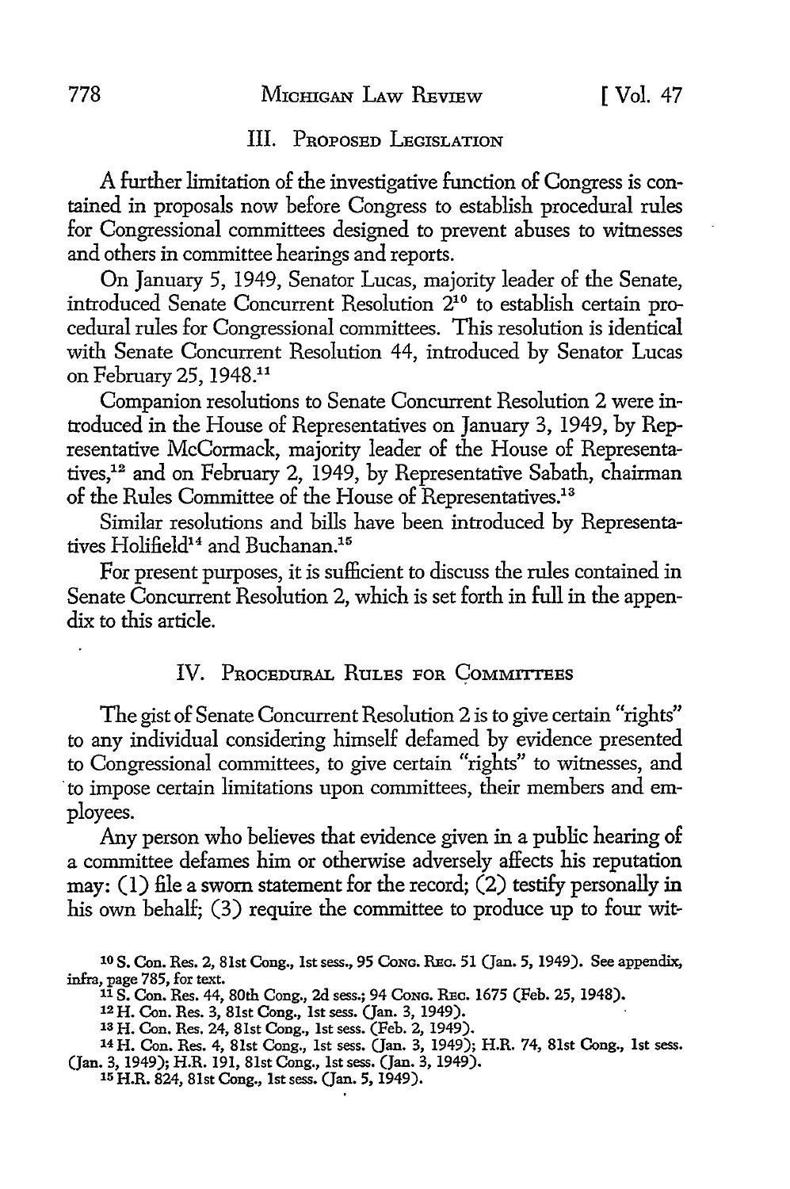## III. Proposed Legislation

A further limitation of the investigative function of Congress is contained in proposals now before Congress to establish procedural rules for Congressional committees designed to prevent abuses to witnesses and others in committee hearings and reports.

On January 5, 1949, Senator Lucas, majority leader of the Senate, introduced Senate Concurrent Resolution 2[10] to establish certain procedural rules for Congressional committees. This resolution is identical with Senate Concurrent Resolution 44, introduced by Senator Lucas on February 25, 1948.[11]

Companion resolutions to Senate Concurrent Resolution 2 were introduced in the House of Representatives on January 3, 1949, by Representative McCormack, majority leader of the House of Representatives,[12] and on February 2, 1949, by Representative Sabath, chairman of the Rules Committee of the House of Representatives.[13]

Similar resolutions and bills have been introduced by Representatives Holifield[14] and Buchanan.[15]

For present purposes, it is sufficient to discuss the rules contained in Senate Concurrent Resolution 2, which is set forth in full in the appendix to this article.

## IV. Procedural Rules for Committees

The gist of Senate Concurrent Resolution 2 is to give certain "rights" to any individual considering himself defamed by evidence presented to Congressional committees, to give certain "rights" to witnesses, and to impose certain limitations upon committees, their members and employees.

Any person who believes that evidence given in a public hearing of a committee defames him or otherwise adversely affects his reputation may: (1) file a sworn statement for the record; (2) testify personally in his own behalf; (3) require the committee to produce up to four wit-

---

[10] S. Con. Res. 2, 81st Cong., 1st sess., 95 Cong. Rec. 51 (Jan. 5, 1949). See appendix, infra, page 785, for text.

[11] S. Con. Res. 44, 80th Cong., 2d sess.; 94 Cong. Rec. 1675 (Feb. 25, 1948).

[12] H. Con. Res. 3, 81st Cong., 1st sess. (Jan. 3, 1949).

[13] H. Con. Res. 24, 81st Cong., 1st sess. (Feb. 2, 1949).

[14] H. Con. Res. 4, 81st Cong., 1st sess. (Jan. 3, 1949); H.R. 74, 81st Cong., 1st sess. (Jan. 3, 1949); H.R. 191, 81st Cong., 1st sess. (Jan. 3, 1949).

[15] H.R. 824, 81st Cong., 1st sess. (Jan. 5, 1949).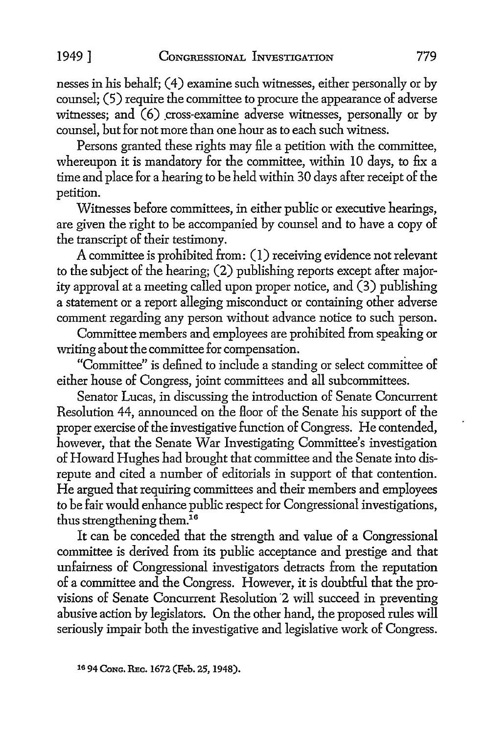nesses in his behalf; (4) examine such witnesses, either personally or by counsel; (5) require the committee to procure the appearance of adverse witnesses; and (6) cross-examine adverse witnesses, personally or by counsel, but for not more than one hour as to each such witness.

Persons granted these rights may file a petition with the committee, whereupon it is mandatory for the committee, within 10 days, to fix a time and place for a hearing to be held within 30 days after receipt of the petition.

Witnesses before committees, in either public or executive hearings, are given the right to be accompanied by counsel and to have a copy of the transcript of their testimony.

A committee is prohibited from: (1) receiving evidence not relevant to the subject of the hearing; (2) publishing reports except after majority approval at a meeting called upon proper notice, and (3) publishing a statement or a report alleging misconduct or containing other adverse comment regarding any person without advance notice to such person.

Committee members and employees are prohibited from speaking or writing about the committee for compensation.

"Committee" is defined to include a standing or select committee of either house of Congress, joint committees and all subcommittees.

Senator Lucas, in discussing the introduction of Senate Concurrent Resolution 44, announced on the floor of the Senate his support of the proper exercise of the investigative function of Congress. He contended, however, that the Senate War Investigating Committee's investigation of Howard Hughes had brought that committee and the Senate into disrepute and cited a number of editorials in support of that contention. He argued that requiring committees and their members and employees to be fair would enhance public respect for Congressional investigations, thus strengthening them.[16]

It can be conceded that the strength and value of a Congressional committee is derived from its public acceptance and prestige and that unfairness of Congressional investigators detracts from the reputation of a committee and the Congress. However, it is doubtful that the provisions of Senate Concurrent Resolution 2 will succeed in preventing abusive action by legislators. On the other hand, the proposed rules will seriously impair both the investigative and legislative work of Congress.

[16] 94 Cong. Rec. 1672 (Feb. 25, 1948).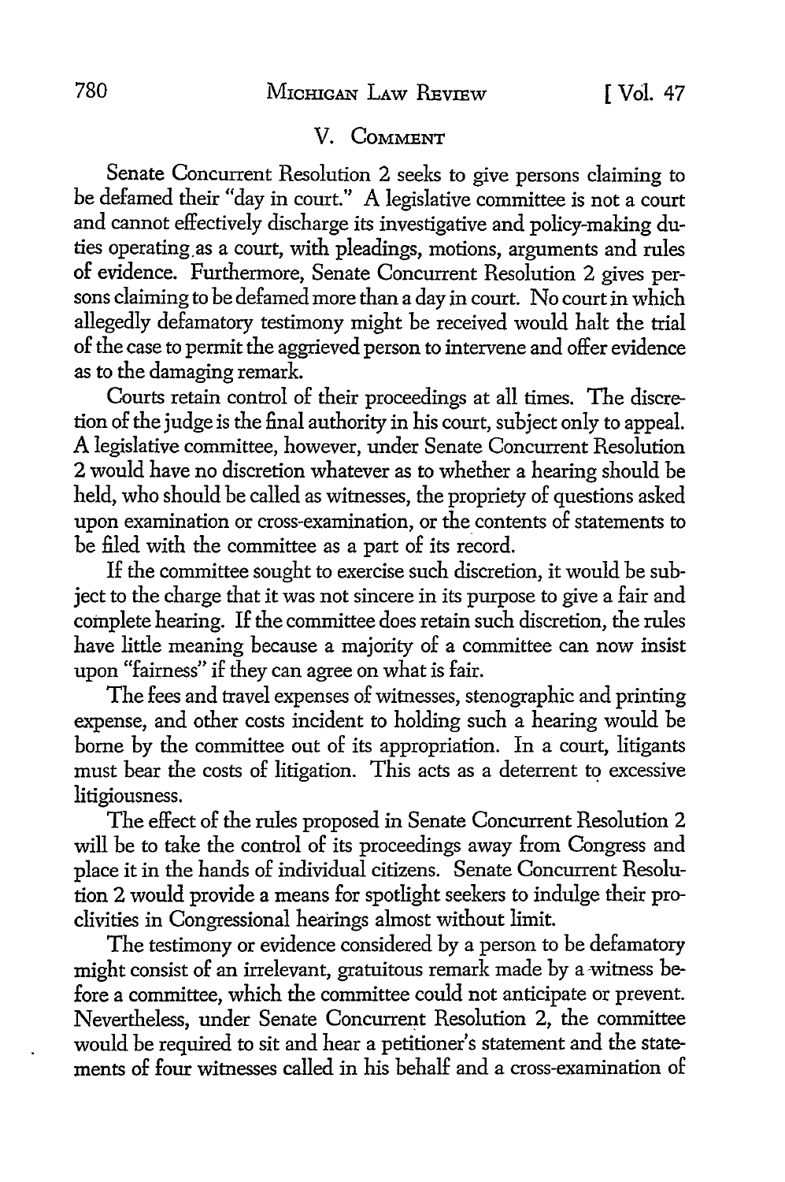## V. COMMENT

Senate Concurrent Resolution 2 seeks to give persons claiming to be defamed their "day in court." A legislative committee is not a court and cannot effectively discharge its investigative and policy-making duties operating as a court, with pleadings, motions, arguments and rules of evidence. Furthermore, Senate Concurrent Resolution 2 gives persons claiming to be defamed more than a day in court. No court in which allegedly defamatory testimony might be received would halt the trial of the case to permit the aggrieved person to intervene and offer evidence as to the damaging remark.

Courts retain control of their proceedings at all times. The discretion of the judge is the final authority in his court, subject only to appeal. A legislative committee, however, under Senate Concurrent Resolution 2 would have no discretion whatever as to whether a hearing should be held, who should be called as witnesses, the propriety of questions asked upon examination or cross-examination, or the contents of statements to be filed with the committee as a part of its record.

If the committee sought to exercise such discretion, it would be subject to the charge that it was not sincere in its purpose to give a fair and complete hearing. If the committee does retain such discretion, the rules have little meaning because a majority of a committee can now insist upon "fairness" if they can agree on what is fair.

The fees and travel expenses of witnesses, stenographic and printing expense, and other costs incident to holding such a hearing would be borne by the committee out of its appropriation. In a court, litigants must bear the costs of litigation. This acts as a deterrent to excessive litigiousness.

The effect of the rules proposed in Senate Concurrent Resolution 2 will be to take the control of its proceedings away from Congress and place it in the hands of individual citizens. Senate Concurrent Resolution 2 would provide a means for spotlight seekers to indulge their proclivities in Congressional hearings almost without limit.

The testimony or evidence considered by a person to be defamatory might consist of an irrelevant, gratuitous remark made by a witness before a committee, which the committee could not anticipate or prevent. Nevertheless, under Senate Concurrent Resolution 2, the committee would be required to sit and hear a petitioner's statement and the statements of four witnesses called in his behalf and a cross-examination of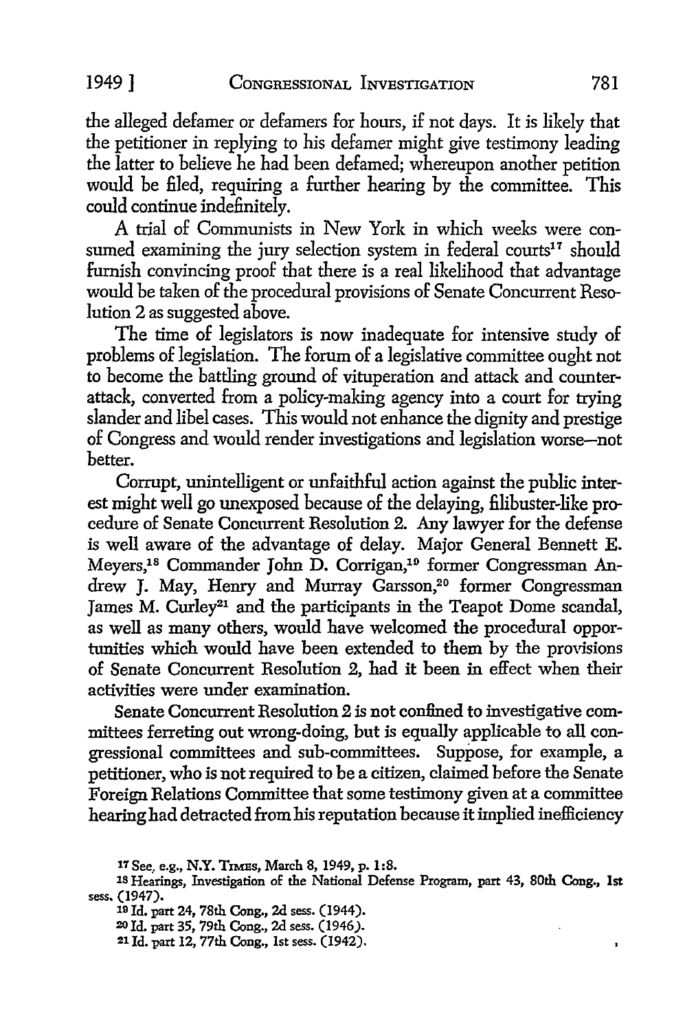the alleged defamer or defamers for hours, if not days. It is likely that the petitioner in replying to his defamer might give testimony leading the latter to believe he had been defamed; whereupon another petition would be filed, requiring a further hearing by the committee. This could continue indefinitely.

A trial of Communists in New York in which weeks were consumed examining the jury selection system in federal courts[17] should furnish convincing proof that there is a real likelihood that advantage would be taken of the procedural provisions of Senate Concurrent Resolution 2 as suggested above.

The time of legislators is now inadequate for intensive study of problems of legislation. The forum of a legislative committee ought not to become the battling ground of vituperation and attack and counterattack, converted from a policy-making agency into a court for trying slander and libel cases. This would not enhance the dignity and prestige of Congress and would render investigations and legislation worse—not better.

Corrupt, unintelligent or unfaithful action against the public interest might well go unexposed because of the delaying, filibuster-like procedure of Senate Concurrent Resolution 2. Any lawyer for the defense is well aware of the advantage of delay. Major General Bennett E. Meyers,[18] Commander John D. Corrigan,[19] former Congressman Andrew J. May, Henry and Murray Garsson,[20] former Congressman James M. Curley[21] and the participants in the Teapot Dome scandal, as well as many others, would have welcomed the procedural opportunities which would have been extended to them by the provisions of Senate Concurrent Resolution 2, had it been in effect when their activities were under examination.

Senate Concurrent Resolution 2 is not confined to investigative committees ferreting out wrong-doing, but is equally applicable to all congressional committees and sub-committees. Suppose, for example, a petitioner, who is not required to be a citizen, claimed before the Senate Foreign Relations Committee that some testimony given at a committee hearing had detracted from his reputation because it implied inefficiency

[17] See, e.g., N.Y. TIMES, March 8, 1949, p. 1:8.

[18] Hearings, Investigation of the National Defense Program, part 43, 80th Cong., 1st sess. (1947).

[19] Id. part 24, 78th Cong., 2d sess. (1944).

[20] Id. part 35, 79th Cong., 2d sess. (1946).

[21] Id. part 12, 77th Cong., 1st sess. (1942).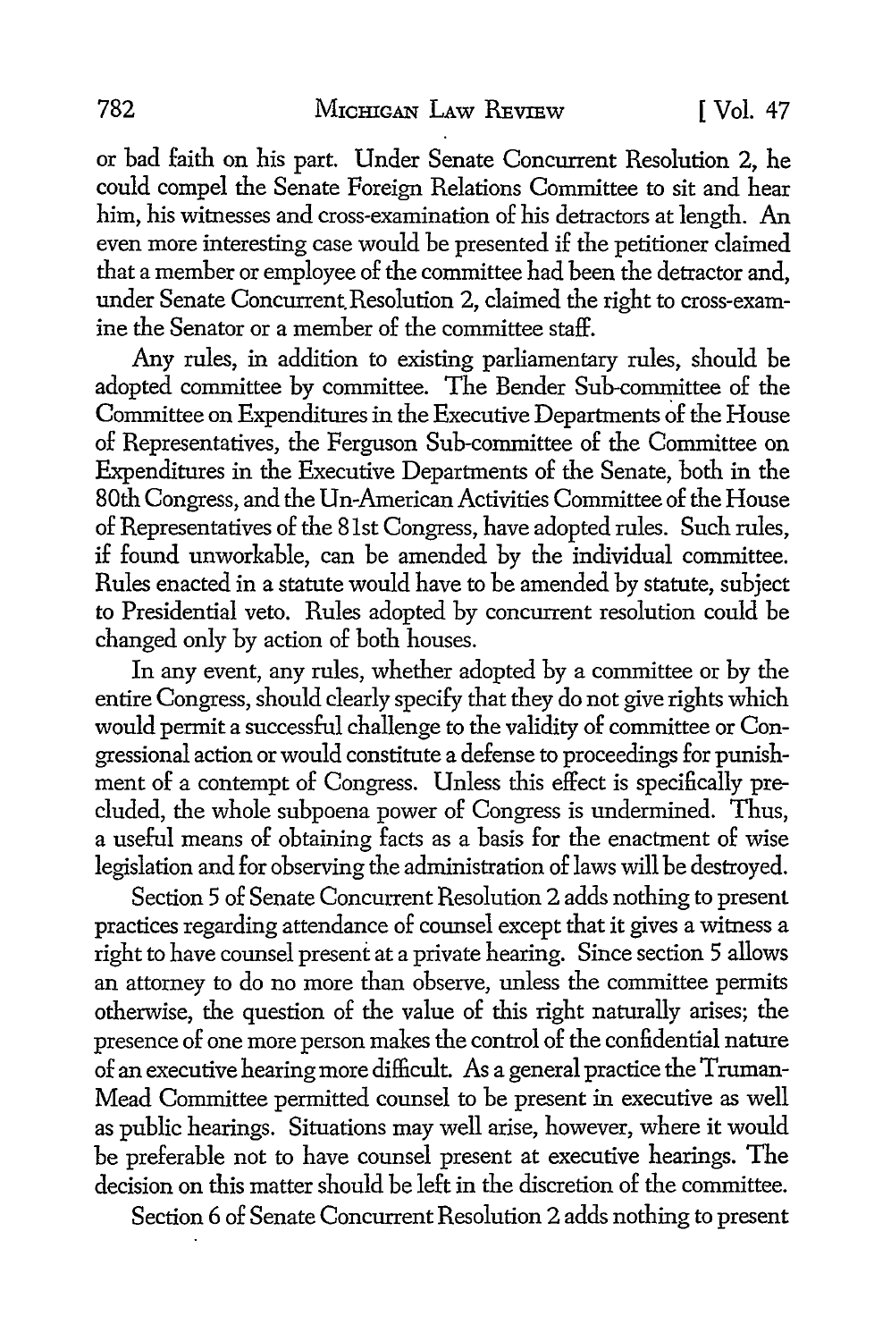or bad faith on his part. Under Senate Concurrent Resolution 2, he could compel the Senate Foreign Relations Committee to sit and hear him, his witnesses and cross-examination of his detractors at length. An even more interesting case would be presented if the petitioner claimed that a member or employee of the committee had been the detractor and, under Senate Concurrent Resolution 2, claimed the right to cross-examine the Senator or a member of the committee staff.

Any rules, in addition to existing parliamentary rules, should be adopted committee by committee. The Bender Sub-committee of the Committee on Expenditures in the Executive Departments of the House of Representatives, the Ferguson Sub-committee of the Committee on Expenditures in the Executive Departments of the Senate, both in the 80th Congress, and the Un-American Activities Committee of the House of Representatives of the 81st Congress, have adopted rules. Such rules, if found unworkable, can be amended by the individual committee. Rules enacted in a statute would have to be amended by statute, subject to Presidential veto. Rules adopted by concurrent resolution could be changed only by action of both houses.

In any event, any rules, whether adopted by a committee or by the entire Congress, should clearly specify that they do not give rights which would permit a successful challenge to the validity of committee or Congressional action or would constitute a defense to proceedings for punishment of a contempt of Congress. Unless this effect is specifically precluded, the whole subpoena power of Congress is undermined. Thus, a useful means of obtaining facts as a basis for the enactment of wise legislation and for observing the administration of laws will be destroyed.

Section 5 of Senate Concurrent Resolution 2 adds nothing to present practices regarding attendance of counsel except that it gives a witness a right to have counsel present at a private hearing. Since section 5 allows an attorney to do no more than observe, unless the committee permits otherwise, the question of the value of this right naturally arises; the presence of one more person makes the control of the confidential nature of an executive hearing more difficult. As a general practice the Truman-Mead Committee permitted counsel to be present in executive as well as public hearings. Situations may well arise, however, where it would be preferable not to have counsel present at executive hearings. The decision on this matter should be left in the discretion of the committee.

Section 6 of Senate Concurrent Resolution 2 adds nothing to present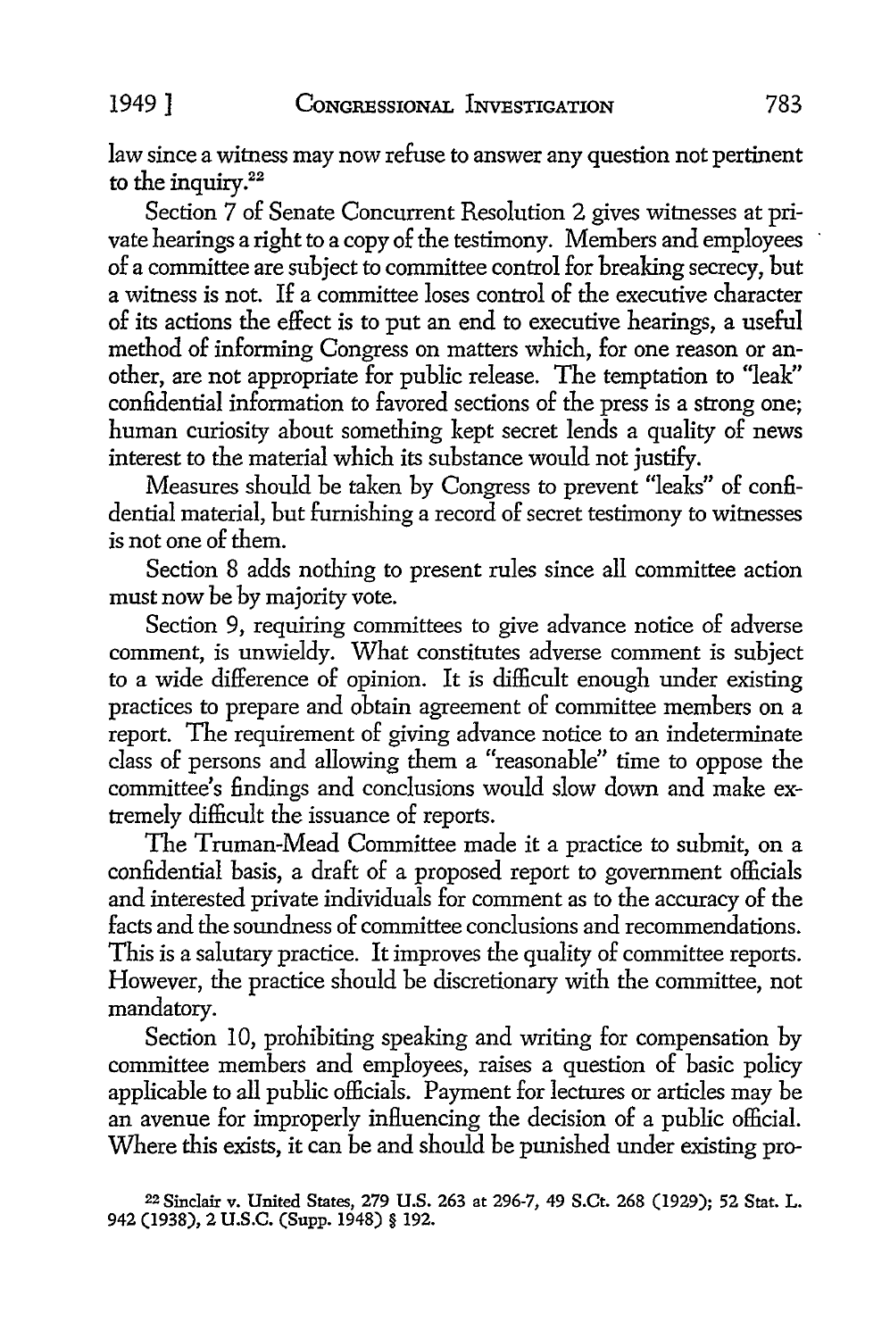law since a witness may now refuse to answer any question not pertinent to the inquiry.[22]

Section 7 of Senate Concurrent Resolution 2 gives witnesses at private hearings a right to a copy of the testimony. Members and employees of a committee are subject to committee control for breaking secrecy, but a witness is not. If a committee loses control of the executive character of its actions the effect is to put an end to executive hearings, a useful method of informing Congress on matters which, for one reason or another, are not appropriate for public release. The temptation to "leak" confidential information to favored sections of the press is a strong one; human curiosity about something kept secret lends a quality of news interest to the material which its substance would not justify.

Measures should be taken by Congress to prevent "leaks" of confidential material, but furnishing a record of secret testimony to witnesses is not one of them.

Section 8 adds nothing to present rules since all committee action must now be by majority vote.

Section 9, requiring committees to give advance notice of adverse comment, is unwieldy. What constitutes adverse comment is subject to a wide difference of opinion. It is difficult enough under existing practices to prepare and obtain agreement of committee members on a report. The requirement of giving advance notice to an indeterminate class of persons and allowing them a "reasonable" time to oppose the committee's findings and conclusions would slow down and make extremely difficult the issuance of reports.

The Truman-Mead Committee made it a practice to submit, on a confidential basis, a draft of a proposed report to government officials and interested private individuals for comment as to the accuracy of the facts and the soundness of committee conclusions and recommendations. This is a salutary practice. It improves the quality of committee reports. However, the practice should be discretionary with the committee, not mandatory.

Section 10, prohibiting speaking and writing for compensation by committee members and employees, raises a question of basic policy applicable to all public officials. Payment for lectures or articles may be an avenue for improperly influencing the decision of a public official. Where this exists, it can be and should be punished under existing pro-

[22] Sinclair v. United States, 279 U.S. 263 at 296-7, 49 S.Ct. 268 (1929); 52 Stat. L. 942 (1938), 2 U.S.C. (Supp. 1948) § 192.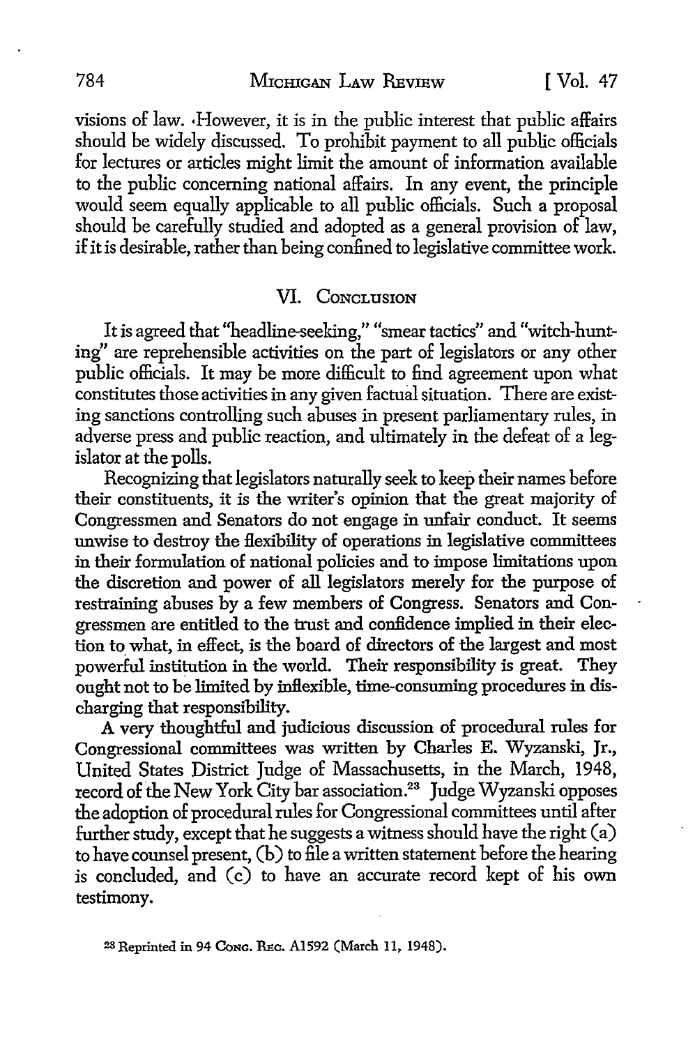visions of law. However, it is in the public interest that public affairs should be widely discussed. To prohibit payment to all public officials for lectures or articles might limit the amount of information available to the public concerning national affairs. In any event, the principle would seem equally applicable to all public officials. Such a proposal should be carefully studied and adopted as a general provision of law, if it is desirable, rather than being confined to legislative committee work.

## VI. Conclusion

It is agreed that "headline-seeking," "smear tactics" and "witch-hunting" are reprehensible activities on the part of legislators or any other public officials. It may be more difficult to find agreement upon what constitutes those activities in any given factual situation. There are existing sanctions controlling such abuses in present parliamentary rules, in adverse press and public reaction, and ultimately in the defeat of a legislator at the polls.

Recognizing that legislators naturally seek to keep their names before their constituents, it is the writer's opinion that the great majority of Congressmen and Senators do not engage in unfair conduct. It seems unwise to destroy the flexibility of operations in legislative committees in their formulation of national policies and to impose limitations upon the discretion and power of all legislators merely for the purpose of restraining abuses by a few members of Congress. Senators and Congressmen are entitled to the trust and confidence implied in their election to what, in effect, is the board of directors of the largest and most powerful institution in the world. Their responsibility is great. They ought not to be limited by inflexible, time-consuming procedures in discharging that responsibility.

A very thoughtful and judicious discussion of procedural rules for Congressional committees was written by Charles E. Wyzanski, Jr., United States District Judge of Massachusetts, in the March, 1948, record of the New York City bar association.[23] Judge Wyzanski opposes the adoption of procedural rules for Congressional committees until after further study, except that he suggests a witness should have the right (a) to have counsel present, (b) to file a written statement before the hearing is concluded, and (c) to have an accurate record kept of his own testimony.

[23] Reprinted in 94 Cong. Rec. A1592 (March 11, 1948).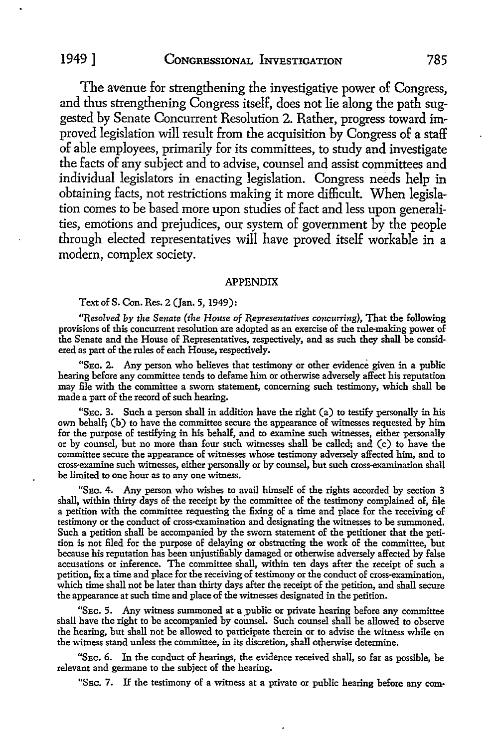The avenue for strengthening the investigative power of Congress, and thus strengthening Congress itself, does not lie along the path suggested by Senate Concurrent Resolution 2. Rather, progress toward improved legislation will result from the acquisition by Congress of a staff of able employees, primarily for its committees, to study and investigate the facts of any subject and to advise, counsel and assist committees and individual legislators in enacting legislation. Congress needs help in obtaining facts, not restrictions making it more difficult. When legislation comes to be based more upon studies of fact and less upon generalities, emotions and prejudices, our system of government by the people through elected representatives will have proved itself workable in a modern, complex society.

## APPENDIX

Text of S. Con. Res. 2 (Jan. 5, 1949):

"*Resolved by the Senate (the House of Representatives concurring)*, That the following provisions of this concurrent resolution are adopted as an exercise of the rule-making power of the Senate and the House of Representatives, respectively, and as such they shall be considered as part of the rules of each House, respectively.

"SEC. 2. Any person who believes that testimony or other evidence given in a public hearing before any committee tends to defame him or otherwise adversely affect his reputation may file with the committee a sworn statement, concerning such testimony, which shall be made a part of the record of such hearing.

"SEC. 3. Such a person shall in addition have the right (a) to testify personally in his own behalf; (b) to have the committee secure the appearance of witnesses requested by him for the purpose of testifying in his behalf, and to examine such witnesses, either personally or by counsel, but no more than four such witnesses shall be called; and (c) to have the committee secure the appearance of witnesses whose testimony adversely affected him, and to cross-examine such witnesses, either personally or by counsel, but such cross-examination shall be limited to one hour as to any one witness.

"SEC. 4. Any person who wishes to avail himself of the rights accorded by section 3 shall, within thirty days of the receipt by the committee of the testimony complained of, file a petition with the committee requesting the fixing of a time and place for the receiving of testimony or the conduct of cross-examination and designating the witnesses to be summoned. Such a petition shall be accompanied by the sworn statement of the petitioner that the petition is not filed for the purpose of delaying or obstructing the work of the committee, but because his reputation has been unjustifiably damaged or otherwise adversely affected by false accusations or inference. The committee shall, within ten days after the receipt of such a petition, fix a time and place for the receiving of testimony or the conduct of cross-examination, which time shall not be later than thirty days after the receipt of the petition, and shall secure the appearance at such time and place of the witnesses designated in the petition.

"SEC. 5. Any witness summoned at a public or private hearing before any committee shall have the right to be accompanied by counsel. Such counsel shall be allowed to observe the hearing, but shall not be allowed to participate therein or to advise the witness while on the witness stand unless the committee, in its discretion, shall otherwise determine.

"SEC. 6. In the conduct of hearings, the evidence received shall, so far as possible, be relevant and germane to the subject of the hearing.

"SEC. 7. If the testimony of a witness at a private or public hearing before any com-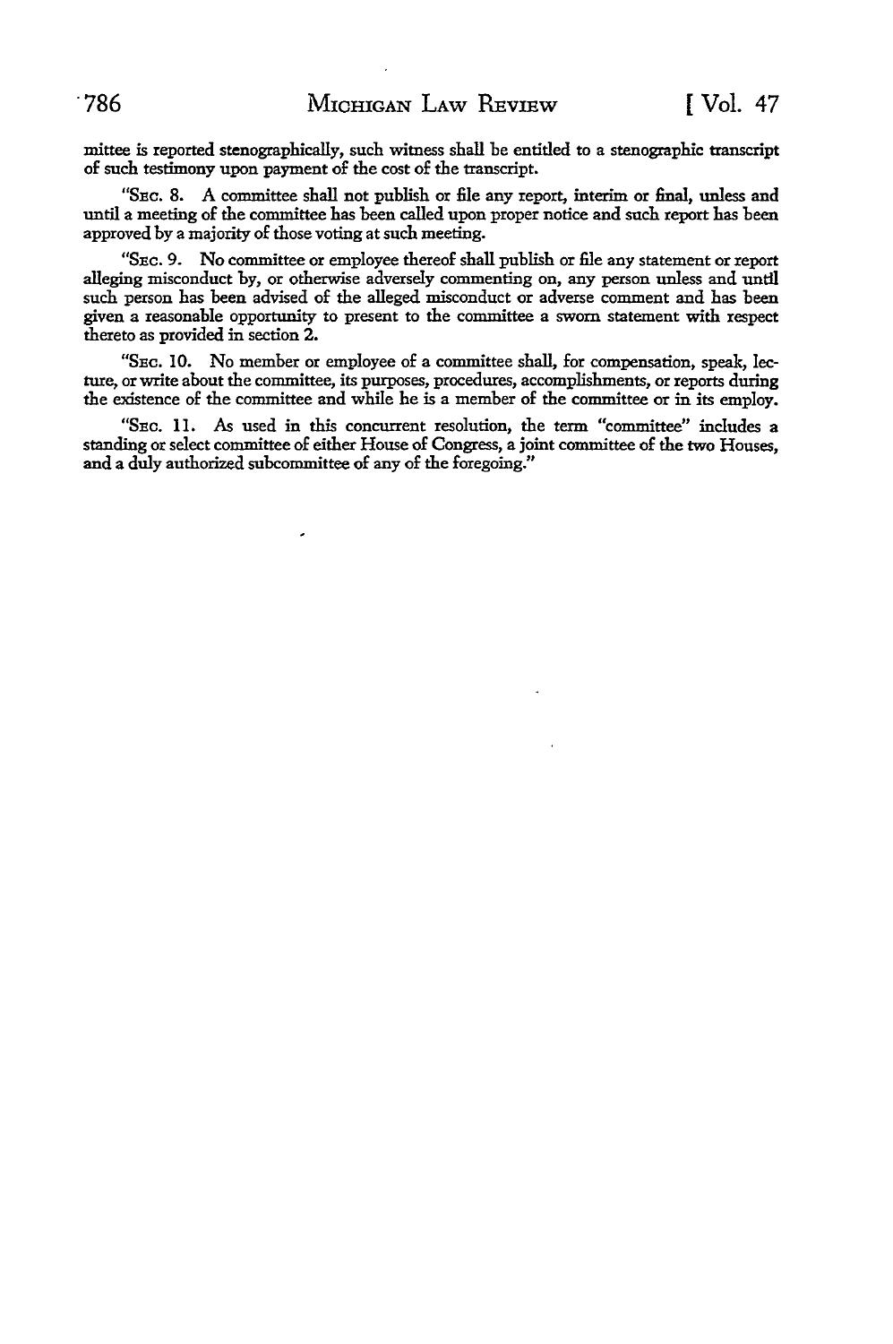mittee is reported stenographically, such witness shall be entitled to a stenographic transcript of such testimony upon payment of the cost of the transcript.

"SEC. 8. A committee shall not publish or file any report, interim or final, unless and until a meeting of the committee has been called upon proper notice and such report has been approved by a majority of those voting at such meeting.

"SEC. 9. No committee or employee thereof shall publish or file any statement or report alleging misconduct by, or otherwise adversely commenting on, any person unless and until such person has been advised of the alleged misconduct or adverse comment and has been given a reasonable opportunity to present to the committee a sworn statement with respect thereto as provided in section 2.

"SEC. 10. No member or employee of a committee shall, for compensation, speak, lecture, or write about the committee, its purposes, procedures, accomplishments, or reports during the existence of the committee and while he is a member of the committee or in its employ.

"SEC. 11. As used in this concurrent resolution, the term "committee" includes a standing or select committee of either House of Congress, a joint committee of the two Houses, and a duly authorized subcommittee of any of the foregoing."